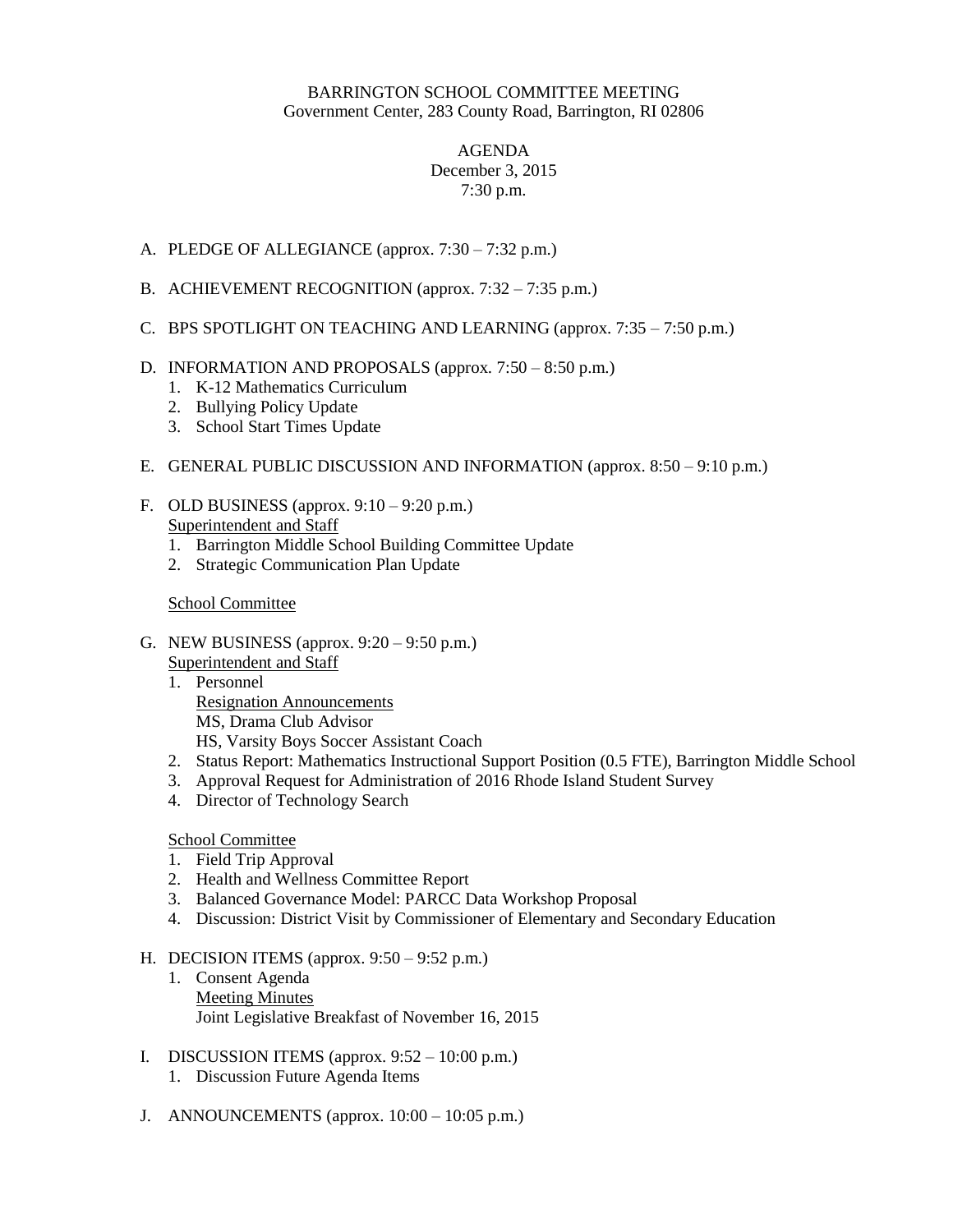# BARRINGTON SCHOOL COMMITTEE MEETING

Government Center, 283 County Road, Barrington, RI 02806

## AGENDA

December 3, 2015
7:30 p.m.

A. PLEDGE OF ALLEGIANCE (approx. 7:30 – 7:32 p.m.)

B. ACHIEVEMENT RECOGNITION (approx. 7:32 – 7:35 p.m.)

C. BPS SPOTLIGHT ON TEACHING AND LEARNING (approx. 7:35 – 7:50 p.m.)

D. INFORMATION AND PROPOSALS (approx. 7:50 – 8:50 p.m.)
   1. K-12 Mathematics Curriculum
   2. Bullying Policy Update
   3. School Start Times Update

E. GENERAL PUBLIC DISCUSSION AND INFORMATION (approx. 8:50 – 9:10 p.m.)

F. OLD BUSINESS (approx. 9:10 – 9:20 p.m.)

   <u>Superintendent and Staff</u>
   1. Barrington Middle School Building Committee Update
   2. Strategic Communication Plan Update

   <u>School Committee</u>

G. NEW BUSINESS (approx. 9:20 – 9:50 p.m.)

   <u>Superintendent and Staff</u>
   1. Personnel
      <u>Resignation Announcements</u>
      MS, Drama Club Advisor
      HS, Varsity Boys Soccer Assistant Coach
   2. Status Report: Mathematics Instructional Support Position (0.5 FTE), Barrington Middle School
   3. Approval Request for Administration of 2016 Rhode Island Student Survey
   4. Director of Technology Search

   <u>School Committee</u>
   1. Field Trip Approval
   2. Health and Wellness Committee Report
   3. Balanced Governance Model: PARCC Data Workshop Proposal
   4. Discussion: District Visit by Commissioner of Elementary and Secondary Education

H. DECISION ITEMS (approx. 9:50 – 9:52 p.m.)
   1. Consent Agenda
      <u>Meeting Minutes</u>
      Joint Legislative Breakfast of November 16, 2015

I. DISCUSSION ITEMS (approx. 9:52 – 10:00 p.m.)
   1. Discussion Future Agenda Items

J. ANNOUNCEMENTS (approx. 10:00 – 10:05 p.m.)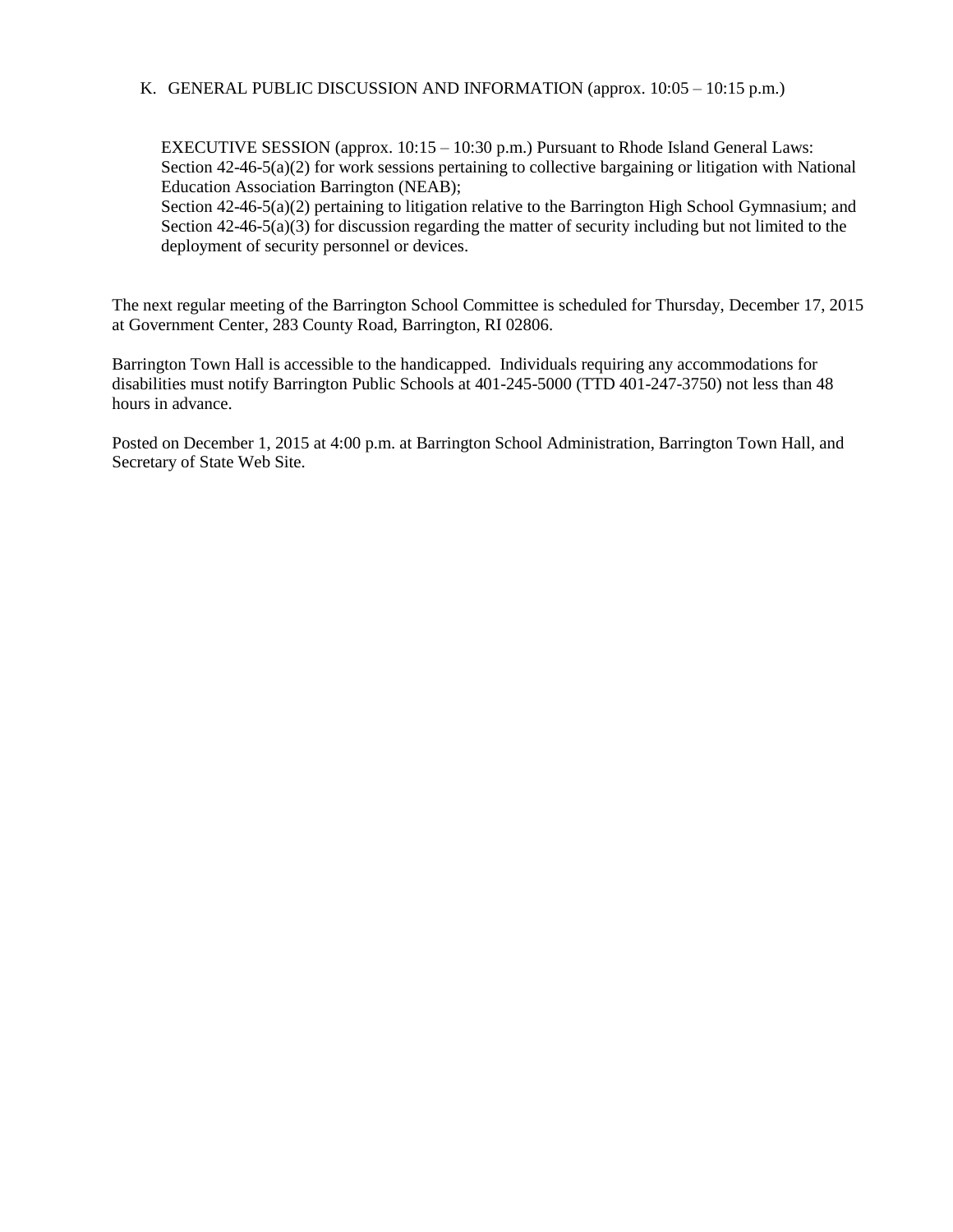K. GENERAL PUBLIC DISCUSSION AND INFORMATION (approx. 10:05 – 10:15 p.m.)

EXECUTIVE SESSION (approx. 10:15 – 10:30 p.m.) Pursuant to Rhode Island General Laws:
Section 42-46-5(a)(2) for work sessions pertaining to collective bargaining or litigation with National Education Association Barrington (NEAB);
Section 42-46-5(a)(2) pertaining to litigation relative to the Barrington High School Gymnasium; and
Section 42-46-5(a)(3) for discussion regarding the matter of security including but not limited to the deployment of security personnel or devices.

The next regular meeting of the Barrington School Committee is scheduled for Thursday, December 17, 2015 at Government Center, 283 County Road, Barrington, RI 02806.

Barrington Town Hall is accessible to the handicapped. Individuals requiring any accommodations for disabilities must notify Barrington Public Schools at 401-245-5000 (TTD 401-247-3750) not less than 48 hours in advance.

Posted on December 1, 2015 at 4:00 p.m. at Barrington School Administration, Barrington Town Hall, and Secretary of State Web Site.